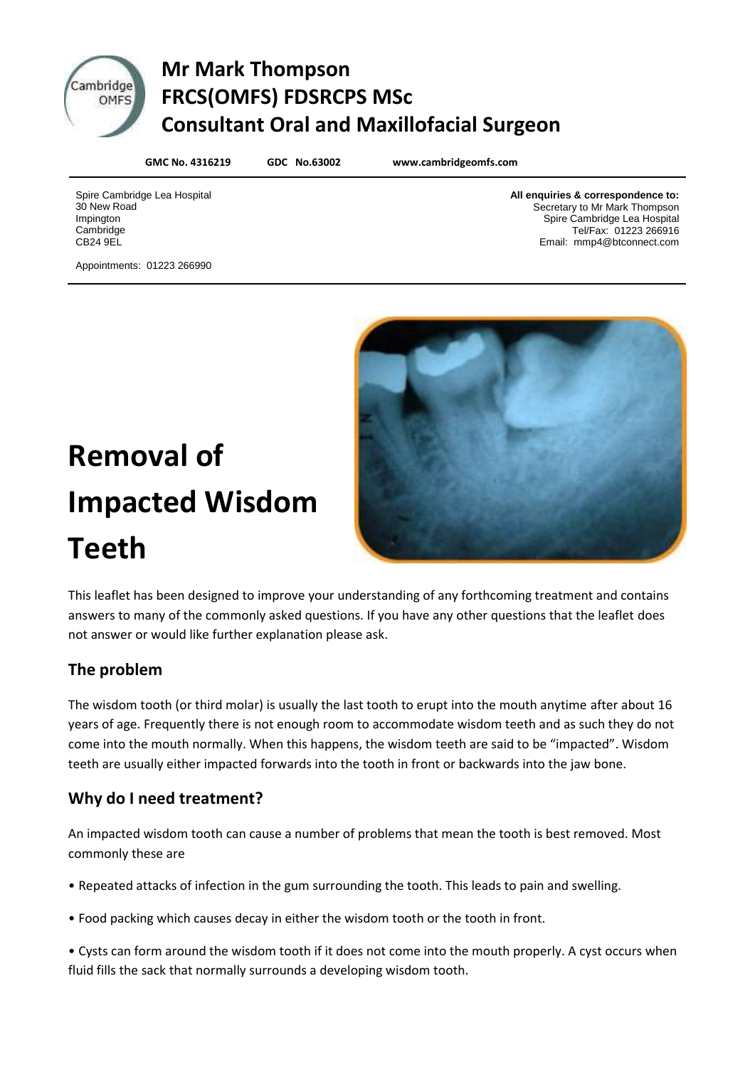# Mr Mark Thompson
# FRCS(OMFS) FDSRCPS MSc
# Consultant Oral and Maxillofacial Surgeon

**GMC No. 4316219** **GDC No.63002** **www.cambridgeomfs.com**

Spire Cambridge Lea Hospital
30 New Road
Impington
Cambridge
CB24 9EL

Appointments: 01223 266990

**All enquiries & correspondence to:**
Secretary to Mr Mark Thompson
Spire Cambridge Lea Hospital
Tel/Fax: 01223 266916
Email: mmp4@btconnect.com

# Removal of Impacted Wisdom Teeth

This leaflet has been designed to improve your understanding of any forthcoming treatment and contains answers to many of the commonly asked questions. If you have any other questions that the leaflet does not answer or would like further explanation please ask.

## The problem

The wisdom tooth (or third molar) is usually the last tooth to erupt into the mouth anytime after about 16 years of age. Frequently there is not enough room to accommodate wisdom teeth and as such they do not come into the mouth normally. When this happens, the wisdom teeth are said to be "impacted". Wisdom teeth are usually either impacted forwards into the tooth in front or backwards into the jaw bone.

## Why do I need treatment?

An impacted wisdom tooth can cause a number of problems that mean the tooth is best removed. Most commonly these are

- Repeated attacks of infection in the gum surrounding the tooth. This leads to pain and swelling.
- Food packing which causes decay in either the wisdom tooth or the tooth in front.
- Cysts can form around the wisdom tooth if it does not come into the mouth properly. A cyst occurs when fluid fills the sack that normally surrounds a developing wisdom tooth.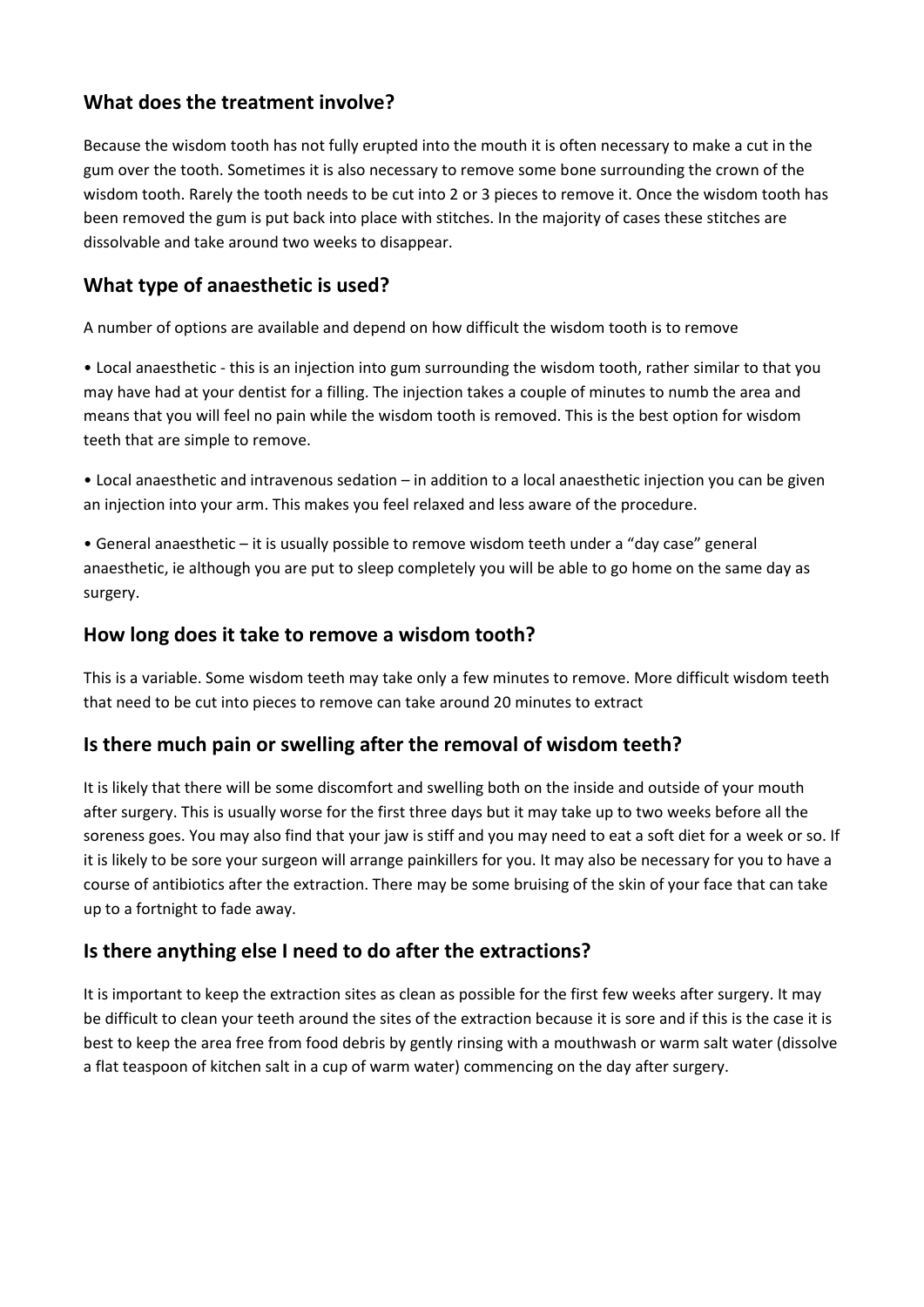## What does the treatment involve?

Because the wisdom tooth has not fully erupted into the mouth it is often necessary to make a cut in the gum over the tooth. Sometimes it is also necessary to remove some bone surrounding the crown of the wisdom tooth. Rarely the tooth needs to be cut into 2 or 3 pieces to remove it. Once the wisdom tooth has been removed the gum is put back into place with stitches. In the majority of cases these stitches are dissolvable and take around two weeks to disappear.

## What type of anaesthetic is used?

A number of options are available and depend on how difficult the wisdom tooth is to remove

• Local anaesthetic - this is an injection into gum surrounding the wisdom tooth, rather similar to that you may have had at your dentist for a filling. The injection takes a couple of minutes to numb the area and means that you will feel no pain while the wisdom tooth is removed. This is the best option for wisdom teeth that are simple to remove.

• Local anaesthetic and intravenous sedation – in addition to a local anaesthetic injection you can be given an injection into your arm. This makes you feel relaxed and less aware of the procedure.

• General anaesthetic – it is usually possible to remove wisdom teeth under a "day case" general anaesthetic, ie although you are put to sleep completely you will be able to go home on the same day as surgery.

## How long does it take to remove a wisdom tooth?

This is a variable. Some wisdom teeth may take only a few minutes to remove. More difficult wisdom teeth that need to be cut into pieces to remove can take around 20 minutes to extract

## Is there much pain or swelling after the removal of wisdom teeth?

It is likely that there will be some discomfort and swelling both on the inside and outside of your mouth after surgery. This is usually worse for the first three days but it may take up to two weeks before all the soreness goes. You may also find that your jaw is stiff and you may need to eat a soft diet for a week or so. If it is likely to be sore your surgeon will arrange painkillers for you. It may also be necessary for you to have a course of antibiotics after the extraction. There may be some bruising of the skin of your face that can take up to a fortnight to fade away.

## Is there anything else I need to do after the extractions?

It is important to keep the extraction sites as clean as possible for the first few weeks after surgery. It may be difficult to clean your teeth around the sites of the extraction because it is sore and if this is the case it is best to keep the area free from food debris by gently rinsing with a mouthwash or warm salt water (dissolve a flat teaspoon of kitchen salt in a cup of warm water) commencing on the day after surgery.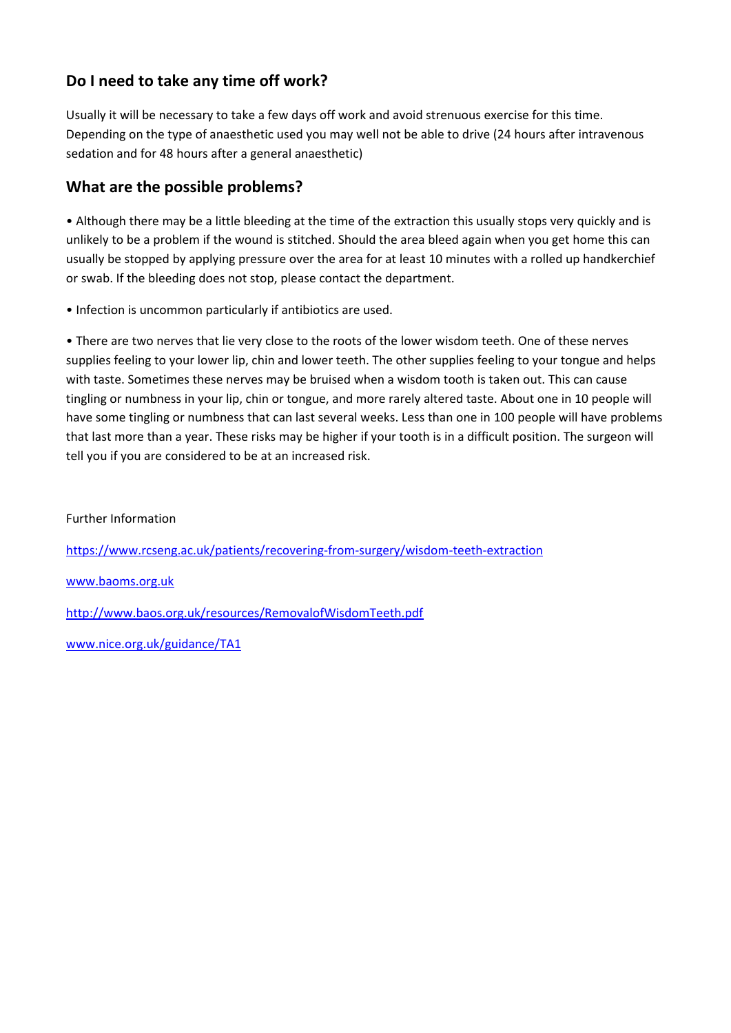## Do I need to take any time off work?

Usually it will be necessary to take a few days off work and avoid strenuous exercise for this time. Depending on the type of anaesthetic used you may well not be able to drive (24 hours after intravenous sedation and for 48 hours after a general anaesthetic)

## What are the possible problems?

- Although there may be a little bleeding at the time of the extraction this usually stops very quickly and is unlikely to be a problem if the wound is stitched. Should the area bleed again when you get home this can usually be stopped by applying pressure over the area for at least 10 minutes with a rolled up handkerchief or swab. If the bleeding does not stop, please contact the department.

- Infection is uncommon particularly if antibiotics are used.

- There are two nerves that lie very close to the roots of the lower wisdom teeth. One of these nerves supplies feeling to your lower lip, chin and lower teeth. The other supplies feeling to your tongue and helps with taste. Sometimes these nerves may be bruised when a wisdom tooth is taken out. This can cause tingling or numbness in your lip, chin or tongue, and more rarely altered taste. About one in 10 people will have some tingling or numbness that can last several weeks. Less than one in 100 people will have problems that last more than a year. These risks may be higher if your tooth is in a difficult position. The surgeon will tell you if you are considered to be at an increased risk.

Further Information

https://www.rcseng.ac.uk/patients/recovering-from-surgery/wisdom-teeth-extraction

www.baoms.org.uk

http://www.baos.org.uk/resources/RemovalofWisdomTeeth.pdf

www.nice.org.uk/guidance/TA1